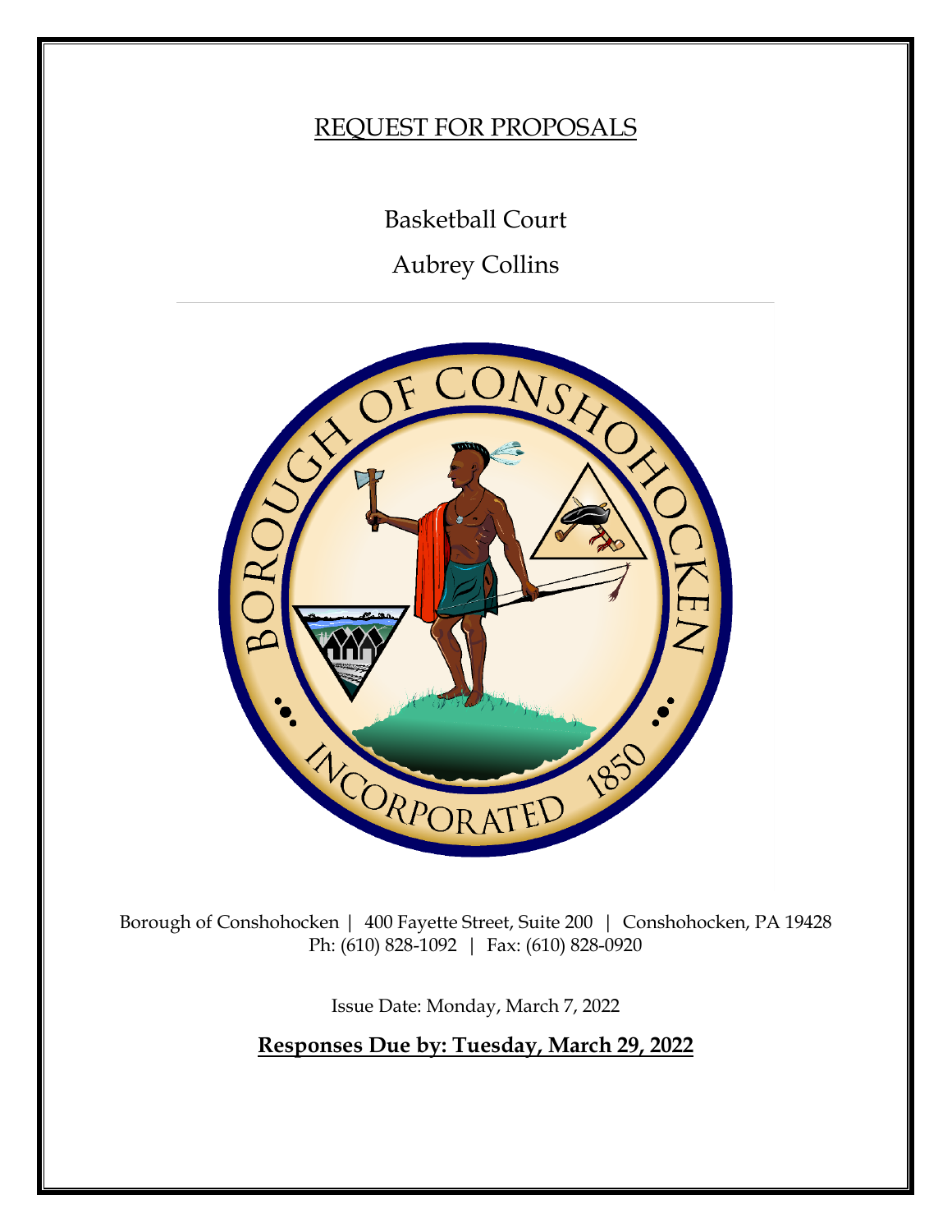# REQUEST FOR PROPOSALS

## Basketball Court

## Aubrey Collins

---

Borough of Conshohocken | 400 Fayette Street, Suite 200 | Conshohocken, PA 19428
Ph: (610) 828-1092 | Fax: (610) 828-0920

Issue Date: Monday, March 7, 2022

**Responses Due by: Tuesday, March 29, 2022**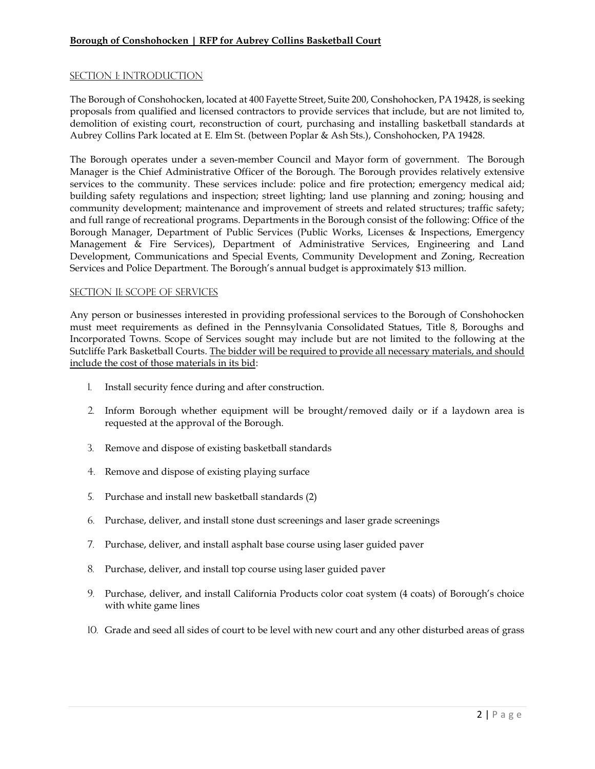## Section I: Introduction

The Borough of Conshohocken, located at 400 Fayette Street, Suite 200, Conshohocken, PA 19428, is seeking proposals from qualified and licensed contractors to provide services that include, but are not limited to, demolition of existing court, reconstruction of court, purchasing and installing basketball standards at Aubrey Collins Park located at E. Elm St. (between Poplar & Ash Sts.), Conshohocken, PA 19428.

The Borough operates under a seven-member Council and Mayor form of government. The Borough Manager is the Chief Administrative Officer of the Borough. The Borough provides relatively extensive services to the community. These services include: police and fire protection; emergency medical aid; building safety regulations and inspection; street lighting; land use planning and zoning; housing and community development; maintenance and improvement of streets and related structures; traffic safety; and full range of recreational programs. Departments in the Borough consist of the following: Office of the Borough Manager, Department of Public Services (Public Works, Licenses & Inspections, Emergency Management & Fire Services), Department of Administrative Services, Engineering and Land Development, Communications and Special Events, Community Development and Zoning, Recreation Services and Police Department. The Borough's annual budget is approximately $13 million.

## Section II: Scope of Services

Any person or businesses interested in providing professional services to the Borough of Conshohocken must meet requirements as defined in the Pennsylvania Consolidated Statues, Title 8, Boroughs and Incorporated Towns. Scope of Services sought may include but are not limited to the following at the Sutcliffe Park Basketball Courts. The bidder will be required to provide all necessary materials, and should include the cost of those materials in its bid:

1. Install security fence during and after construction.
2. Inform Borough whether equipment will be brought/removed daily or if a laydown area is requested at the approval of the Borough.
3. Remove and dispose of existing basketball standards
4. Remove and dispose of existing playing surface
5. Purchase and install new basketball standards (2)
6. Purchase, deliver, and install stone dust screenings and laser grade screenings
7. Purchase, deliver, and install asphalt base course using laser guided paver
8. Purchase, deliver, and install top course using laser guided paver
9. Purchase, deliver, and install California Products color coat system (4 coats) of Borough's choice with white game lines
10. Grade and seed all sides of court to be level with new court and any other disturbed areas of grass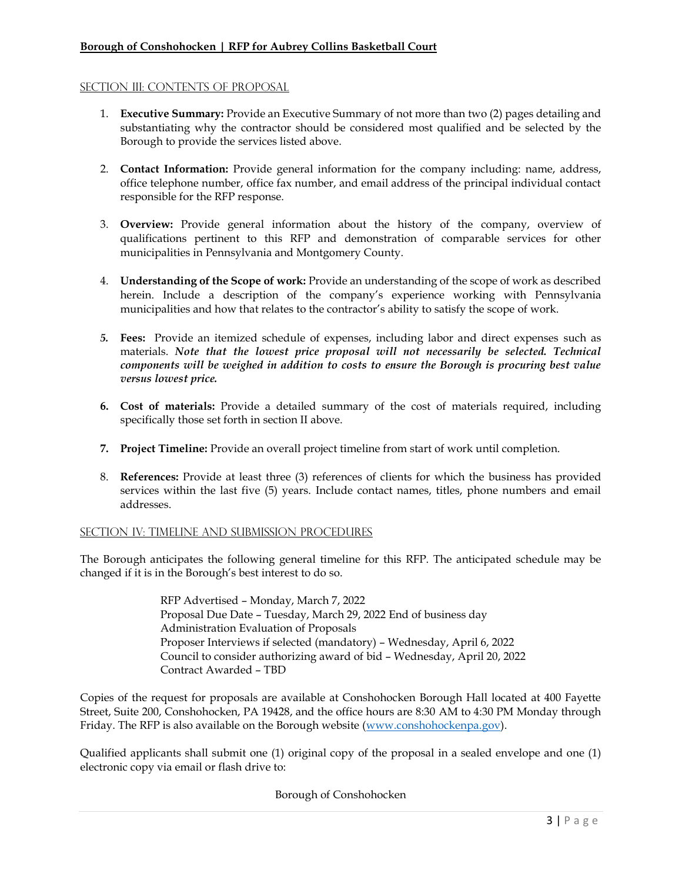## Section III: Contents of Proposal

1. **Executive Summary:** Provide an Executive Summary of not more than two (2) pages detailing and substantiating why the contractor should be considered most qualified and be selected by the Borough to provide the services listed above.

2. **Contact Information:** Provide general information for the company including: name, address, office telephone number, office fax number, and email address of the principal individual contact responsible for the RFP response.

3. **Overview:** Provide general information about the history of the company, overview of qualifications pertinent to this RFP and demonstration of comparable services for other municipalities in Pennsylvania and Montgomery County.

4. **Understanding of the Scope of work:** Provide an understanding of the scope of work as described herein. Include a description of the company's experience working with Pennsylvania municipalities and how that relates to the contractor's ability to satisfy the scope of work.

5. **Fees:** Provide an itemized schedule of expenses, including labor and direct expenses such as materials. ***Note that the lowest price proposal will not necessarily be selected. Technical components will be weighed in addition to costs to ensure the Borough is procuring best value versus lowest price.***

6. **Cost of materials:** Provide a detailed summary of the cost of materials required, including specifically those set forth in section II above.

7. **Project Timeline:** Provide an overall project timeline from start of work until completion.

8. **References:** Provide at least three (3) references of clients for which the business has provided services within the last five (5) years. Include contact names, titles, phone numbers and email addresses.

## Section IV: Timeline and Submission Procedures

The Borough anticipates the following general timeline for this RFP. The anticipated schedule may be changed if it is in the Borough's best interest to do so.

RFP Advertised – Monday, March 7, 2022
Proposal Due Date – Tuesday, March 29, 2022 End of business day
Administration Evaluation of Proposals
Proposer Interviews if selected (mandatory) – Wednesday, April 6, 2022
Council to consider authorizing award of bid – Wednesday, April 20, 2022
Contract Awarded – TBD

Copies of the request for proposals are available at Conshohocken Borough Hall located at 400 Fayette Street, Suite 200, Conshohocken, PA 19428, and the office hours are 8:30 AM to 4:30 PM Monday through Friday. The RFP is also available on the Borough website (www.conshohockenpa.gov).

Qualified applicants shall submit one (1) original copy of the proposal in a sealed envelope and one (1) electronic copy via email or flash drive to:

Borough of Conshohocken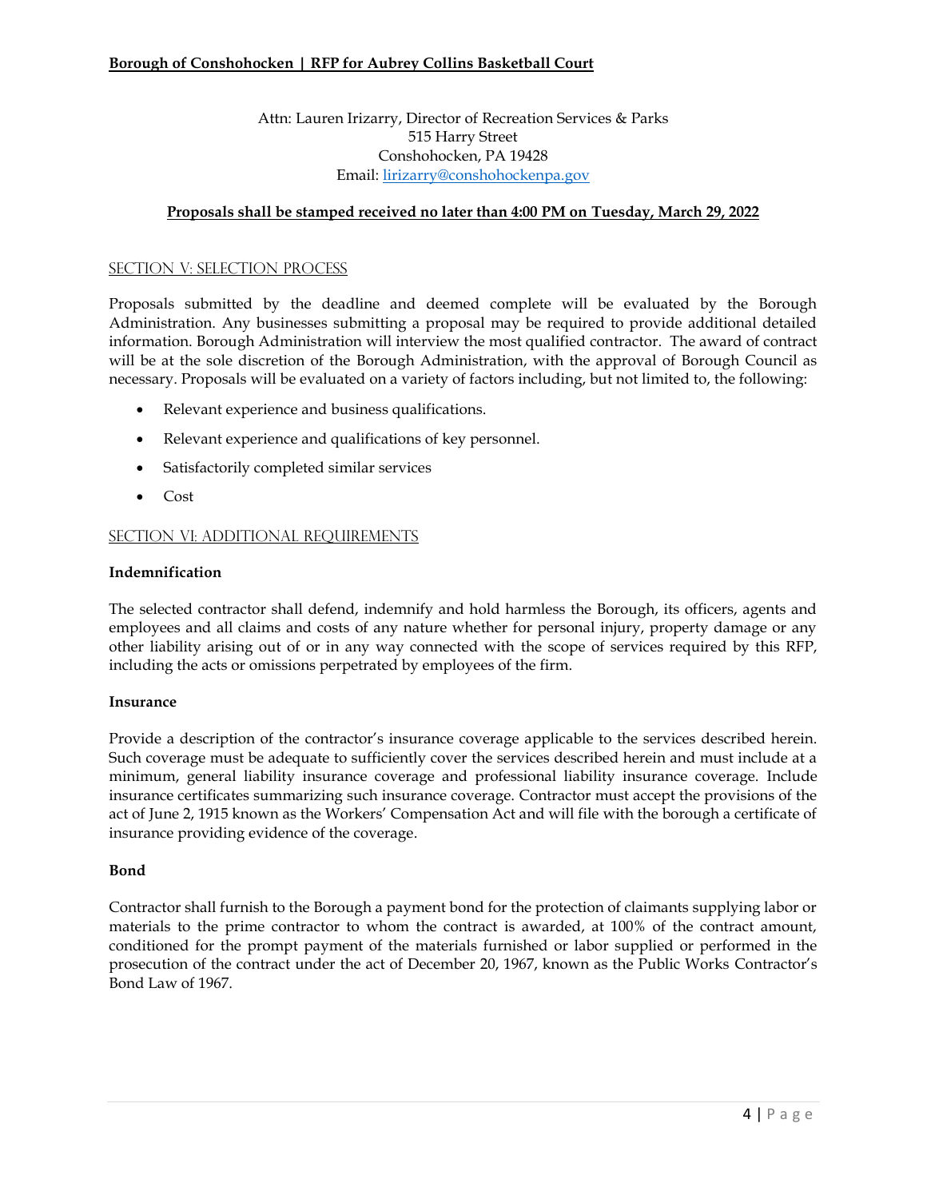Attn: Lauren Irizarry, Director of Recreation Services & Parks
515 Harry Street
Conshohocken, PA 19428
Email: lirizarry@conshohockenpa.gov

**Proposals shall be stamped received no later than 4:00 PM on Tuesday, March 29, 2022**

## SECTION V: SELECTION PROCESS

Proposals submitted by the deadline and deemed complete will be evaluated by the Borough Administration. Any businesses submitting a proposal may be required to provide additional detailed information. Borough Administration will interview the most qualified contractor. The award of contract will be at the sole discretion of the Borough Administration, with the approval of Borough Council as necessary. Proposals will be evaluated on a variety of factors including, but not limited to, the following:

- Relevant experience and business qualifications.
- Relevant experience and qualifications of key personnel.
- Satisfactorily completed similar services
- Cost

## SECTION VI: ADDITIONAL REQUIREMENTS

**Indemnification**

The selected contractor shall defend, indemnify and hold harmless the Borough, its officers, agents and employees and all claims and costs of any nature whether for personal injury, property damage or any other liability arising out of or in any way connected with the scope of services required by this RFP, including the acts or omissions perpetrated by employees of the firm.

**Insurance**

Provide a description of the contractor's insurance coverage applicable to the services described herein. Such coverage must be adequate to sufficiently cover the services described herein and must include at a minimum, general liability insurance coverage and professional liability insurance coverage. Include insurance certificates summarizing such insurance coverage. Contractor must accept the provisions of the act of June 2, 1915 known as the Workers' Compensation Act and will file with the borough a certificate of insurance providing evidence of the coverage.

**Bond**

Contractor shall furnish to the Borough a payment bond for the protection of claimants supplying labor or materials to the prime contractor to whom the contract is awarded, at 100% of the contract amount, conditioned for the prompt payment of the materials furnished or labor supplied or performed in the prosecution of the contract under the act of December 20, 1967, known as the Public Works Contractor's Bond Law of 1967.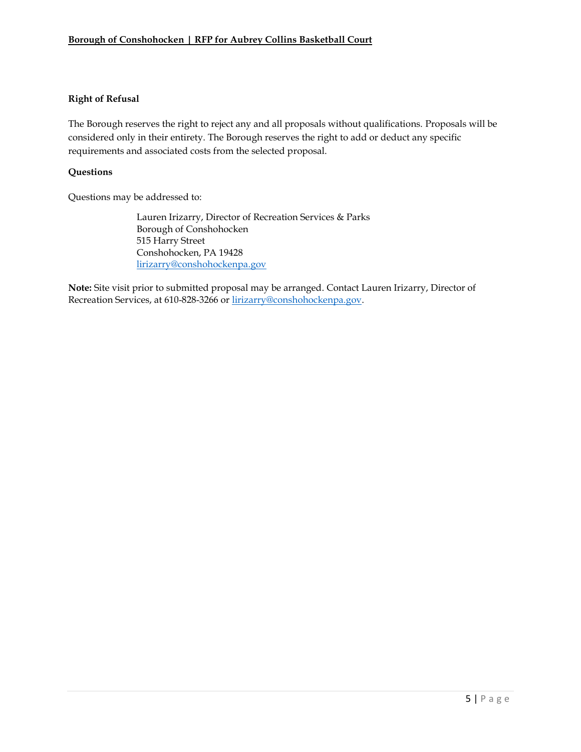**Right of Refusal**

The Borough reserves the right to reject any and all proposals without qualifications. Proposals will be considered only in their entirety. The Borough reserves the right to add or deduct any specific requirements and associated costs from the selected proposal.

**Questions**

Questions may be addressed to:

> Lauren Irizarry, Director of Recreation Services & Parks
> Borough of Conshohocken
> 515 Harry Street
> Conshohocken, PA 19428
> lirizarry@conshohockenpa.gov

**Note:** Site visit prior to submitted proposal may be arranged. Contact Lauren Irizarry, Director of Recreation Services, at 610-828-3266 or lirizarry@conshohockenpa.gov.